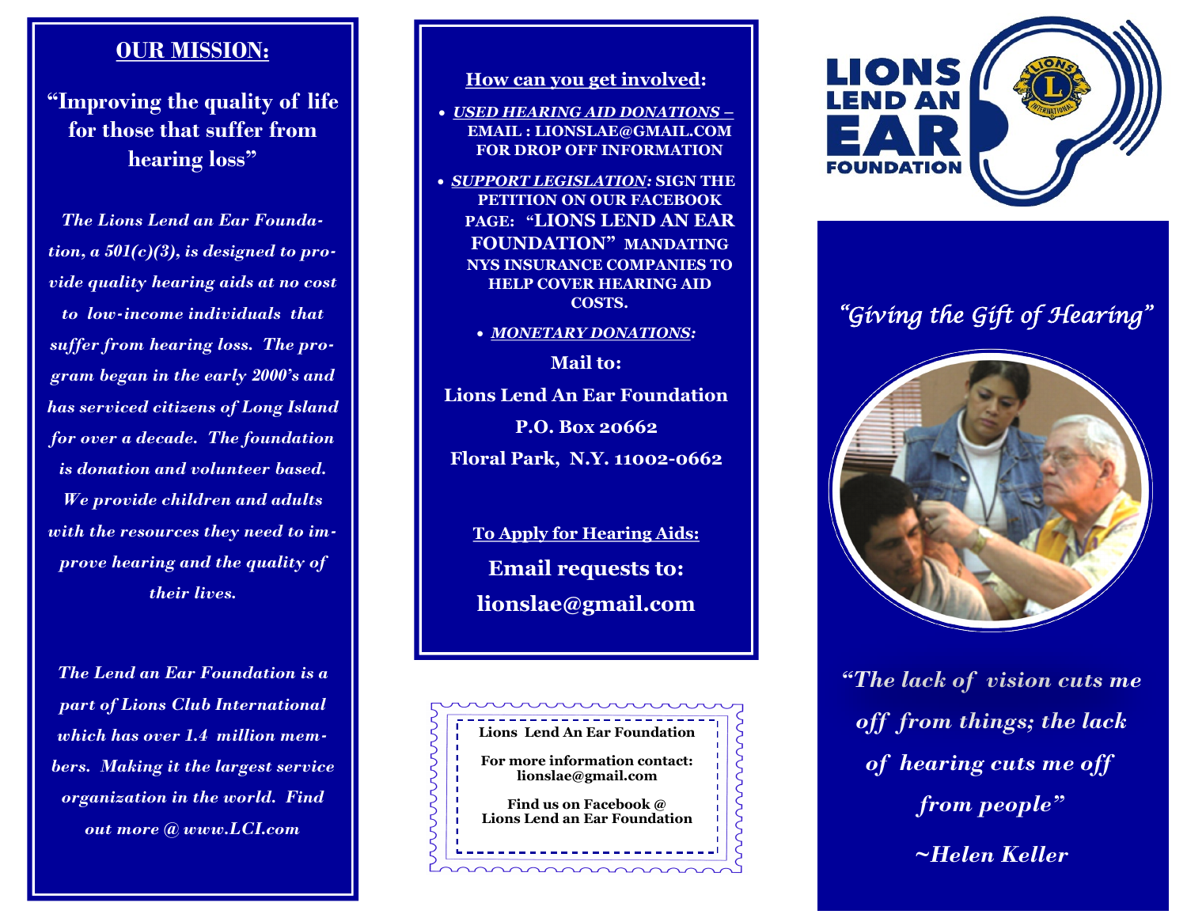## OUR MISSION:

**"Improving the quality of life for those that suffer from hearing loss"**

*The Lions Lend an Ear Foundation, a 501(c)(3), is designed to provide quality hearing aids at no cost to low-income individuals that suffer from hearing loss. The program began in the early 2000's and has serviced citizens of Long Island for over a decade. The foundation is donation and volunteer based. We provide children and adults with the resources they need to improve hearing and the quality of their lives.*

*The Lend an Ear Foundation is a part of Lions Club International which has over 1.4 million members. Making it the largest service organization in the world. Find out more @ www.LCI.com*

## How can you get involved:

- ***USED HEARING AID DONATIONS*** – **EMAIL : LIONSLAE@GMAIL.COM FOR DROP OFF INFORMATION**
- ***SUPPORT LEGISLATION:*** **SIGN THE PETITION ON OUR FACEBOOK PAGE: "LIONS LEND AN EAR FOUNDATION" MANDATING NYS INSURANCE COMPANIES TO HELP COVER HEARING AID COSTS.**
- ***MONETARY DONATIONS:***

**Mail to:**

**Lions Lend An Ear Foundation**
**P.O. Box 20662**
**Floral Park, N.Y. 11002-0662**

**To Apply for Hearing Aids:**

**Email requests to:**
**lionslae@gmail.com**

**Lions Lend An Ear Foundation**

**For more information contact:**
**lionslae@gmail.com**

**Find us on Facebook @**
**Lions Lend an Ear Foundation**

# LIONS LEND AN EAR FOUNDATION

*"Giving the Gift of Hearing"*

*"The lack of vision cuts me off from things; the lack of hearing cuts me off from people"*

*~Helen Keller*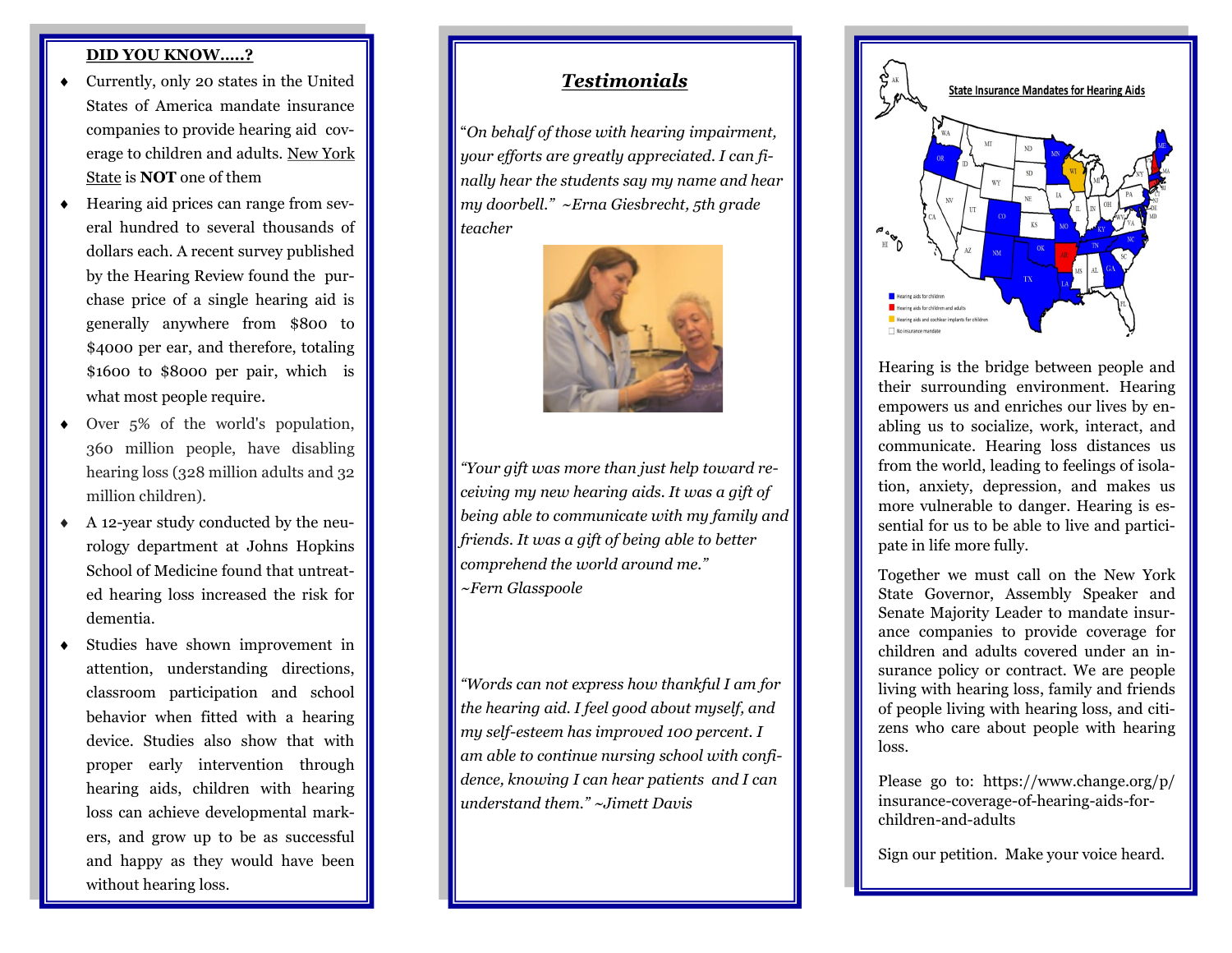**DID YOU KNOW.....?**

- Currently, only 20 states in the United States of America mandate insurance companies to provide hearing aid coverage to children and adults. New York State is **NOT** one of them
- Hearing aid prices can range from several hundred to several thousands of dollars each. A recent survey published by the Hearing Review found the purchase price of a single hearing aid is generally anywhere from $800 to $4000 per ear, and therefore, totaling $1600 to $8000 per pair, which is what most people require.
- Over 5% of the world's population, 360 million people, have disabling hearing loss (328 million adults and 32 million children).
- A 12-year study conducted by the neurology department at Johns Hopkins School of Medicine found that untreated hearing loss increased the risk for dementia.
- Studies have shown improvement in attention, understanding directions, classroom participation and school behavior when fitted with a hearing device. Studies also show that with proper early intervention through hearing aids, children with hearing loss can achieve developmental markers, and grow up to be as successful and happy as they would have been without hearing loss.

## *Testimonials*

*"On behalf of those with hearing impairment, your efforts are greatly appreciated. I can finally hear the students say my name and hear my doorbell." ~Erna Giesbrecht, 5th grade teacher*

*"Your gift was more than just help toward receiving my new hearing aids. It was a gift of being able to communicate with my family and friends. It was a gift of being able to better comprehend the world around me." ~Fern Glasspoole*

*"Words can not express how thankful I am for the hearing aid. I feel good about myself, and my self-esteem has improved 100 percent. I am able to continue nursing school with confidence, knowing I can hear patients and I can understand them." ~Jimett Davis*

State Insurance Mandates for Hearing Aids

Hearing aids for children
Hearing aids for children and adults
Hearing aids and cochlear implants for children
No insurance mandate

Hearing is the bridge between people and their surrounding environment. Hearing empowers us and enriches our lives by enabling us to socialize, work, interact, and communicate. Hearing loss distances us from the world, leading to feelings of isolation, anxiety, depression, and makes us more vulnerable to danger. Hearing is essential for us to be able to live and participate in life more fully.

Together we must call on the New York State Governor, Assembly Speaker and Senate Majority Leader to mandate insurance companies to provide coverage for children and adults covered under an insurance policy or contract. We are people living with hearing loss, family and friends of people living with hearing loss, and citizens who care about people with hearing loss.

Please go to: https://www.change.org/p/insurance-coverage-of-hearing-aids-for-children-and-adults

Sign our petition. Make your voice heard.